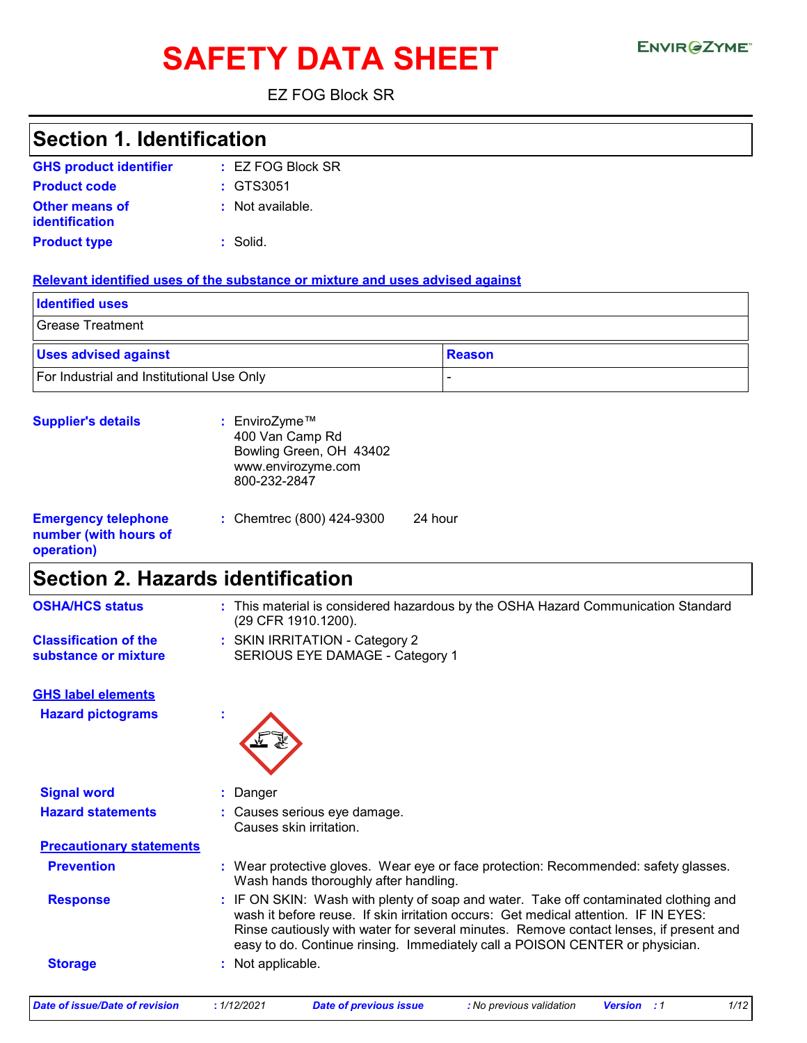# SAFETY DATA SHEET

ENVIROZYME™

EZ FOG Block SR

## Section 1. Identification

**GHS product identifier** : EZ FOG Block SR

**Product code** : GTS3051

**Other means of identification** : Not available.

**Product type** : Solid.

**Relevant identified uses of the substance or mixture and uses advised against**

| Identified uses |
| --- |
| Grease Treatment |

| Uses advised against | Reason |
| --- | --- |
| For Industrial and Institutional Use Only | - |

**Supplier's details** : EnviroZyme™
400 Van Camp Rd
Bowling Green, OH 43402
www.envirozyme.com
800-232-2847

**Emergency telephone number (with hours of operation)** : Chemtrec (800) 424-9300 24 hour

## Section 2. Hazards identification

**OSHA/HCS status** : This material is considered hazardous by the OSHA Hazard Communication Standard (29 CFR 1910.1200).

**Classification of the substance or mixture** : SKIN IRRITATION - Category 2
SERIOUS EYE DAMAGE - Category 1

**GHS label elements**

**Hazard pictograms** :

**Signal word** : Danger

**Hazard statements** : Causes serious eye damage.
Causes skin irritation.

**Precautionary statements**

**Prevention** : Wear protective gloves. Wear eye or face protection: Recommended: safety glasses. Wash hands thoroughly after handling.

**Response** : IF ON SKIN: Wash with plenty of soap and water. Take off contaminated clothing and wash it before reuse. If skin irritation occurs: Get medical attention. IF IN EYES: Rinse cautiously with water for several minutes. Remove contact lenses, if present and easy to do. Continue rinsing. Immediately call a POISON CENTER or physician.

**Storage** : Not applicable.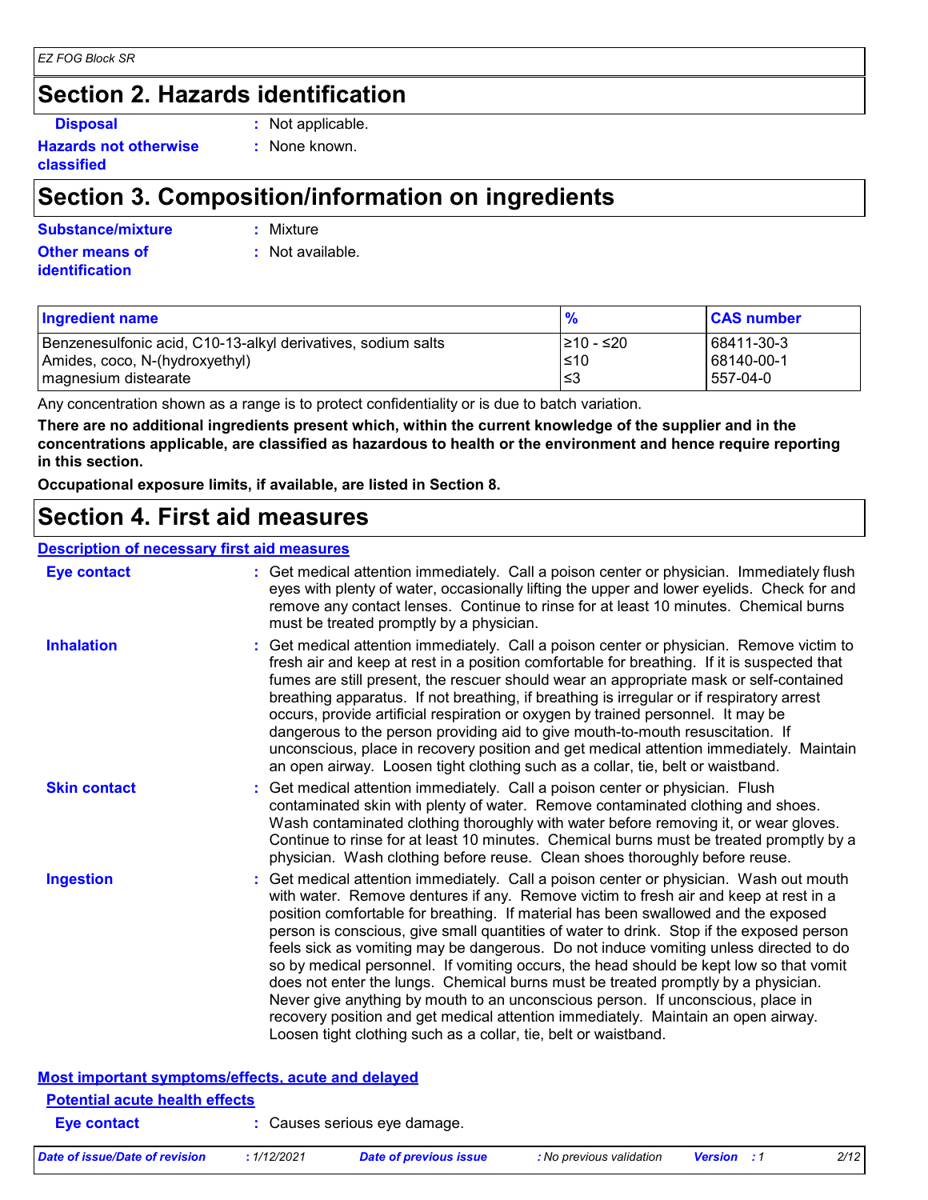## Section 2. Hazards identification

**Disposal** : Not applicable.

**Hazards not otherwise classified** : None known.

## Section 3. Composition/information on ingredients

**Substance/mixture** : Mixture

**Other means of identification** : Not available.

| Ingredient name | % | CAS number |
|---|---|---|
| Benzenesulfonic acid, C10-13-alkyl derivatives, sodium salts | ≥10 - ≤20 | 68411-30-3 |
| Amides, coco, N-(hydroxyethyl) | ≤10 | 68140-00-1 |
| magnesium distearate | ≤3 | 557-04-0 |

Any concentration shown as a range is to protect confidentiality or is due to batch variation.

**There are no additional ingredients present which, within the current knowledge of the supplier and in the concentrations applicable, are classified as hazardous to health or the environment and hence require reporting in this section.**

**Occupational exposure limits, if available, are listed in Section 8.**

## Section 4. First aid measures

### Description of necessary first aid measures

**Eye contact** : Get medical attention immediately. Call a poison center or physician. Immediately flush eyes with plenty of water, occasionally lifting the upper and lower eyelids. Check for and remove any contact lenses. Continue to rinse for at least 10 minutes. Chemical burns must be treated promptly by a physician.

**Inhalation** : Get medical attention immediately. Call a poison center or physician. Remove victim to fresh air and keep at rest in a position comfortable for breathing. If it is suspected that fumes are still present, the rescuer should wear an appropriate mask or self-contained breathing apparatus. If not breathing, if breathing is irregular or if respiratory arrest occurs, provide artificial respiration or oxygen by trained personnel. It may be dangerous to the person providing aid to give mouth-to-mouth resuscitation. If unconscious, place in recovery position and get medical attention immediately. Maintain an open airway. Loosen tight clothing such as a collar, tie, belt or waistband.

**Skin contact** : Get medical attention immediately. Call a poison center or physician. Flush contaminated skin with plenty of water. Remove contaminated clothing and shoes. Wash contaminated clothing thoroughly with water before removing it, or wear gloves. Continue to rinse for at least 10 minutes. Chemical burns must be treated promptly by a physician. Wash clothing before reuse. Clean shoes thoroughly before reuse.

**Ingestion** : Get medical attention immediately. Call a poison center or physician. Wash out mouth with water. Remove dentures if any. Remove victim to fresh air and keep at rest in a position comfortable for breathing. If material has been swallowed and the exposed person is conscious, give small quantities of water to drink. Stop if the exposed person feels sick as vomiting may be dangerous. Do not induce vomiting unless directed to do so by medical personnel. If vomiting occurs, the head should be kept low so that vomit does not enter the lungs. Chemical burns must be treated promptly by a physician. Never give anything by mouth to an unconscious person. If unconscious, place in recovery position and get medical attention immediately. Maintain an open airway. Loosen tight clothing such as a collar, tie, belt or waistband.

### Most important symptoms/effects, acute and delayed

#### Potential acute health effects

**Eye contact** : Causes serious eye damage.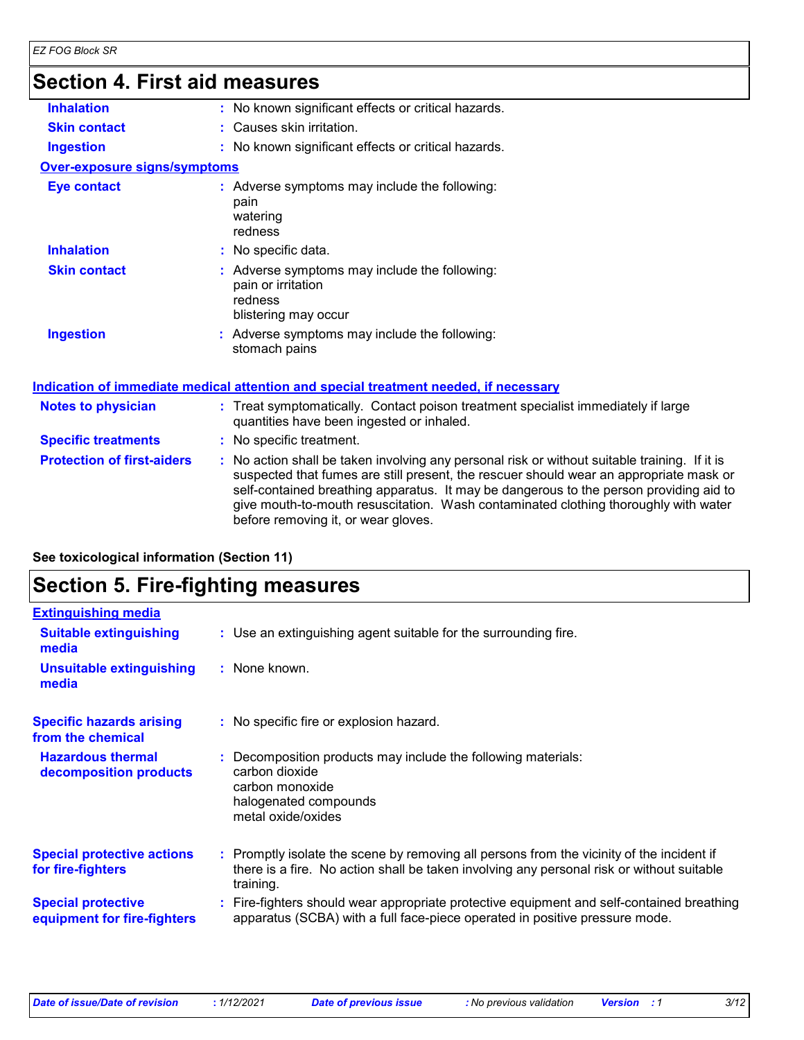# Section 4. First aid measures

| | |
|---|---|
| **Inhalation** | : No known significant effects or critical hazards. |
| **Skin contact** | : Causes skin irritation. |
| **Ingestion** | : No known significant effects or critical hazards. |

**Over-exposure signs/symptoms**

| | |
|---|---|
| **Eye contact** | : Adverse symptoms may include the following:<br>pain<br>watering<br>redness |
| **Inhalation** | : No specific data. |
| **Skin contact** | : Adverse symptoms may include the following:<br>pain or irritation<br>redness<br>blistering may occur |
| **Ingestion** | : Adverse symptoms may include the following:<br>stomach pains |

**Indication of immediate medical attention and special treatment needed, if necessary**

| | |
|---|---|
| **Notes to physician** | : Treat symptomatically. Contact poison treatment specialist immediately if large quantities have been ingested or inhaled. |
| **Specific treatments** | : No specific treatment. |
| **Protection of first-aiders** | : No action shall be taken involving any personal risk or without suitable training. If it is suspected that fumes are still present, the rescuer should wear an appropriate mask or self-contained breathing apparatus. It may be dangerous to the person providing aid to give mouth-to-mouth resuscitation. Wash contaminated clothing thoroughly with water before removing it, or wear gloves. |

**See toxicological information (Section 11)**

# Section 5. Fire-fighting measures

**Extinguishing media**

| | |
|---|---|
| **Suitable extinguishing media** | : Use an extinguishing agent suitable for the surrounding fire. |
| **Unsuitable extinguishing media** | : None known. |
| **Specific hazards arising from the chemical** | : No specific fire or explosion hazard. |
| **Hazardous thermal decomposition products** | : Decomposition products may include the following materials:<br>carbon dioxide<br>carbon monoxide<br>halogenated compounds<br>metal oxide/oxides |
| **Special protective actions for fire-fighters** | : Promptly isolate the scene by removing all persons from the vicinity of the incident if there is a fire. No action shall be taken involving any personal risk or without suitable training. |
| **Special protective equipment for fire-fighters** | : Fire-fighters should wear appropriate protective equipment and self-contained breathing apparatus (SCBA) with a full face-piece operated in positive pressure mode. |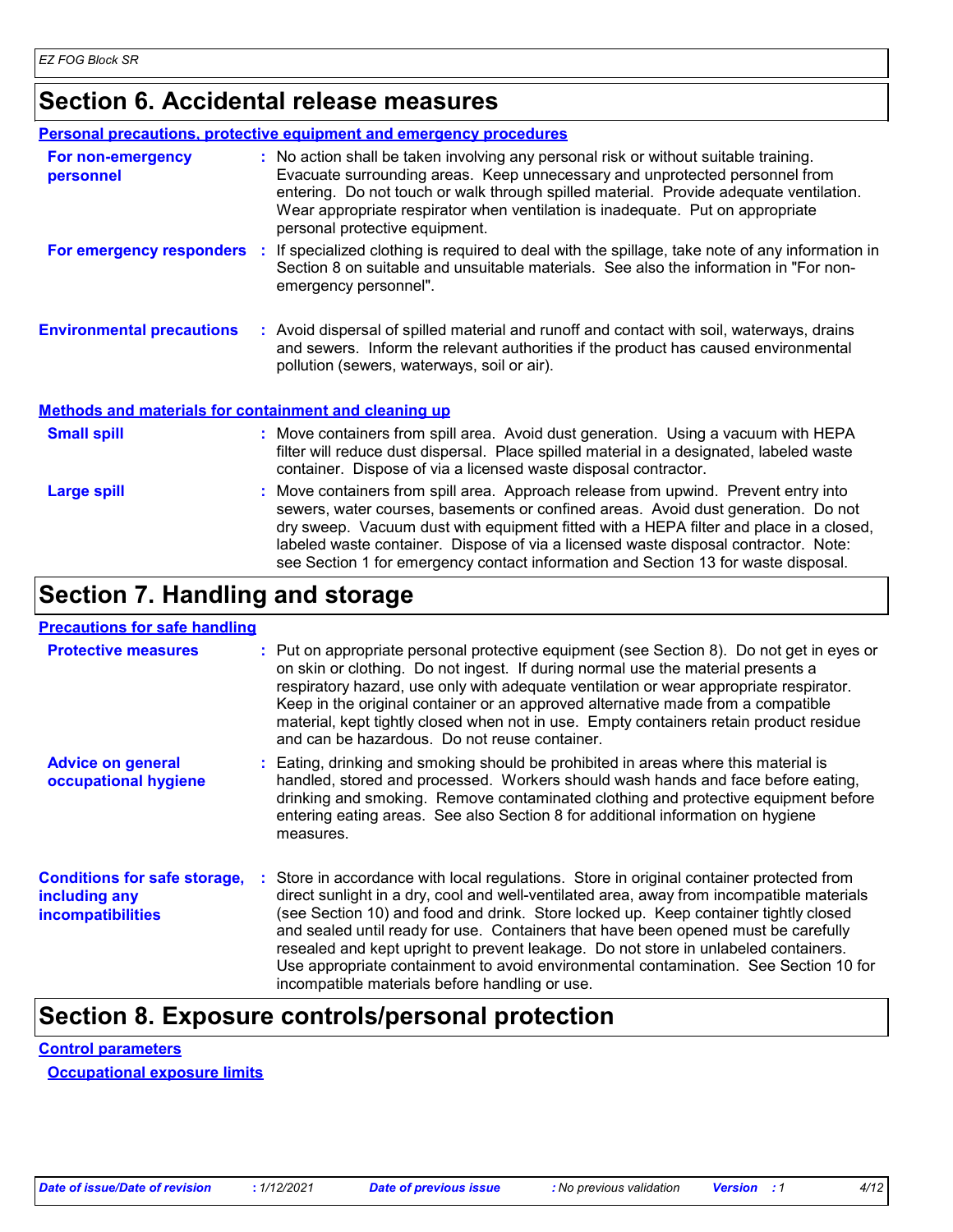## Section 6. Accidental release measures

### Personal precautions, protective equipment and emergency procedures

**For non-emergency personnel** : No action shall be taken involving any personal risk or without suitable training. Evacuate surrounding areas. Keep unnecessary and unprotected personnel from entering. Do not touch or walk through spilled material. Provide adequate ventilation. Wear appropriate respirator when ventilation is inadequate. Put on appropriate personal protective equipment.

**For emergency responders** : If specialized clothing is required to deal with the spillage, take note of any information in Section 8 on suitable and unsuitable materials. See also the information in "For non-emergency personnel".

**Environmental precautions** : Avoid dispersal of spilled material and runoff and contact with soil, waterways, drains and sewers. Inform the relevant authorities if the product has caused environmental pollution (sewers, waterways, soil or air).

### Methods and materials for containment and cleaning up

**Small spill** : Move containers from spill area. Avoid dust generation. Using a vacuum with HEPA filter will reduce dust dispersal. Place spilled material in a designated, labeled waste container. Dispose of via a licensed waste disposal contractor.

**Large spill** : Move containers from spill area. Approach release from upwind. Prevent entry into sewers, water courses, basements or confined areas. Avoid dust generation. Do not dry sweep. Vacuum dust with equipment fitted with a HEPA filter and place in a closed, labeled waste container. Dispose of via a licensed waste disposal contractor. Note: see Section 1 for emergency contact information and Section 13 for waste disposal.

## Section 7. Handling and storage

### Precautions for safe handling

**Protective measures** : Put on appropriate personal protective equipment (see Section 8). Do not get in eyes or on skin or clothing. Do not ingest. If during normal use the material presents a respiratory hazard, use only with adequate ventilation or wear appropriate respirator. Keep in the original container or an approved alternative made from a compatible material, kept tightly closed when not in use. Empty containers retain product residue and can be hazardous. Do not reuse container.

**Advice on general occupational hygiene** : Eating, drinking and smoking should be prohibited in areas where this material is handled, stored and processed. Workers should wash hands and face before eating, drinking and smoking. Remove contaminated clothing and protective equipment before entering eating areas. See also Section 8 for additional information on hygiene measures.

**Conditions for safe storage, including any incompatibilities** : Store in accordance with local regulations. Store in original container protected from direct sunlight in a dry, cool and well-ventilated area, away from incompatible materials (see Section 10) and food and drink. Store locked up. Keep container tightly closed and sealed until ready for use. Containers that have been opened must be carefully resealed and kept upright to prevent leakage. Do not store in unlabeled containers. Use appropriate containment to avoid environmental contamination. See Section 10 for incompatible materials before handling or use.

## Section 8. Exposure controls/personal protection

### Control parameters

#### Occupational exposure limits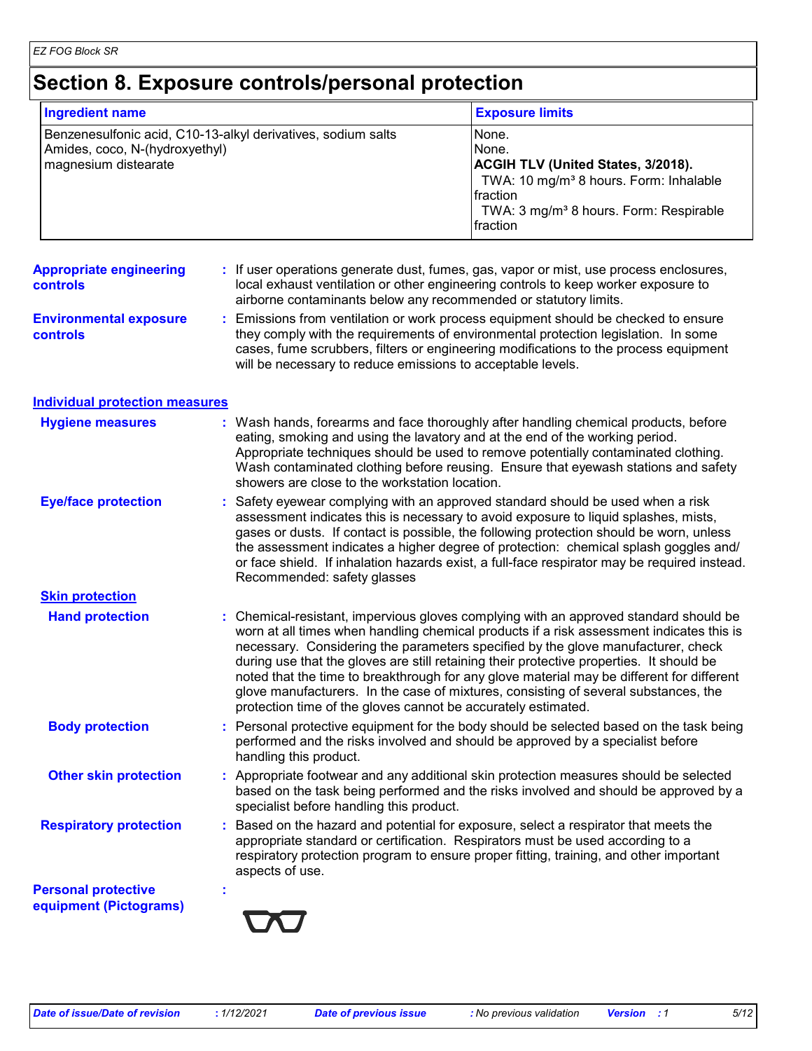# Section 8. Exposure controls/personal protection

| Ingredient name | Exposure limits |
| --- | --- |
| Benzenesulfonic acid, C10-13-alkyl derivatives, sodium salts | None. |
| Amides, coco, N-(hydroxyethyl) | None. |
| magnesium distearate | **ACGIH TLV (United States, 3/2018).**<br>TWA: 10 mg/m³ 8 hours. Form: Inhalable fraction<br>TWA: 3 mg/m³ 8 hours. Form: Respirable fraction |

**Appropriate engineering controls** : If user operations generate dust, fumes, gas, vapor or mist, use process enclosures, local exhaust ventilation or other engineering controls to keep worker exposure to airborne contaminants below any recommended or statutory limits.

**Environmental exposure controls** : Emissions from ventilation or work process equipment should be checked to ensure they comply with the requirements of environmental protection legislation. In some cases, fume scrubbers, filters or engineering modifications to the process equipment will be necessary to reduce emissions to acceptable levels.

## Individual protection measures

**Hygiene measures** : Wash hands, forearms and face thoroughly after handling chemical products, before eating, smoking and using the lavatory and at the end of the working period. Appropriate techniques should be used to remove potentially contaminated clothing. Wash contaminated clothing before reusing. Ensure that eyewash stations and safety showers are close to the workstation location.

**Eye/face protection** : Safety eyewear complying with an approved standard should be used when a risk assessment indicates this is necessary to avoid exposure to liquid splashes, mists, gases or dusts. If contact is possible, the following protection should be worn, unless the assessment indicates a higher degree of protection: chemical splash goggles and/ or face shield. If inhalation hazards exist, a full-face respirator may be required instead. Recommended: safety glasses

### Skin protection

**Hand protection** : Chemical-resistant, impervious gloves complying with an approved standard should be worn at all times when handling chemical products if a risk assessment indicates this is necessary. Considering the parameters specified by the glove manufacturer, check during use that the gloves are still retaining their protective properties. It should be noted that the time to breakthrough for any glove material may be different for different glove manufacturers. In the case of mixtures, consisting of several substances, the protection time of the gloves cannot be accurately estimated.

**Body protection** : Personal protective equipment for the body should be selected based on the task being performed and the risks involved and should be approved by a specialist before handling this product.

**Other skin protection** : Appropriate footwear and any additional skin protection measures should be selected based on the task being performed and the risks involved and should be approved by a specialist before handling this product.

**Respiratory protection** : Based on the hazard and potential for exposure, select a respirator that meets the appropriate standard or certification. Respirators must be used according to a respiratory protection program to ensure proper fitting, training, and other important aspects of use.

**Personal protective equipment (Pictograms)** :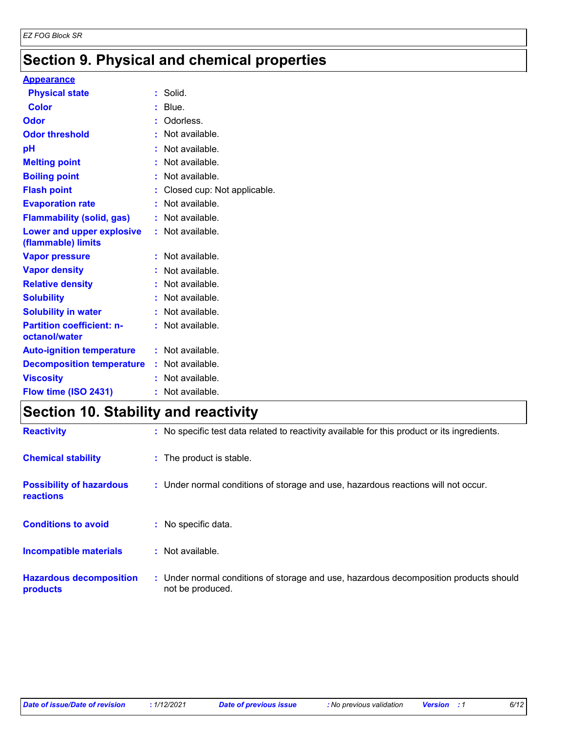## Section 9. Physical and chemical properties

**Appearance**

| Property | Value |
|---|---|
| Physical state | Solid. |
| Color | Blue. |
| Odor | Odorless. |
| Odor threshold | Not available. |
| pH | Not available. |
| Melting point | Not available. |
| Boiling point | Not available. |
| Flash point | Closed cup: Not applicable. |
| Evaporation rate | Not available. |
| Flammability (solid, gas) | Not available. |
| Lower and upper explosive (flammable) limits | Not available. |
| Vapor pressure | Not available. |
| Vapor density | Not available. |
| Relative density | Not available. |
| Solubility | Not available. |
| Solubility in water | Not available. |
| Partition coefficient: n-octanol/water | Not available. |
| Auto-ignition temperature | Not available. |
| Decomposition temperature | Not available. |
| Viscosity | Not available. |
| Flow time (ISO 2431) | Not available. |

## Section 10. Stability and reactivity

| Property | Value |
|---|---|
| Reactivity | No specific test data related to reactivity available for this product or its ingredients. |
| Chemical stability | The product is stable. |
| Possibility of hazardous reactions | Under normal conditions of storage and use, hazardous reactions will not occur. |
| Conditions to avoid | No specific data. |
| Incompatible materials | Not available. |
| Hazardous decomposition products | Under normal conditions of storage and use, hazardous decomposition products should not be produced. |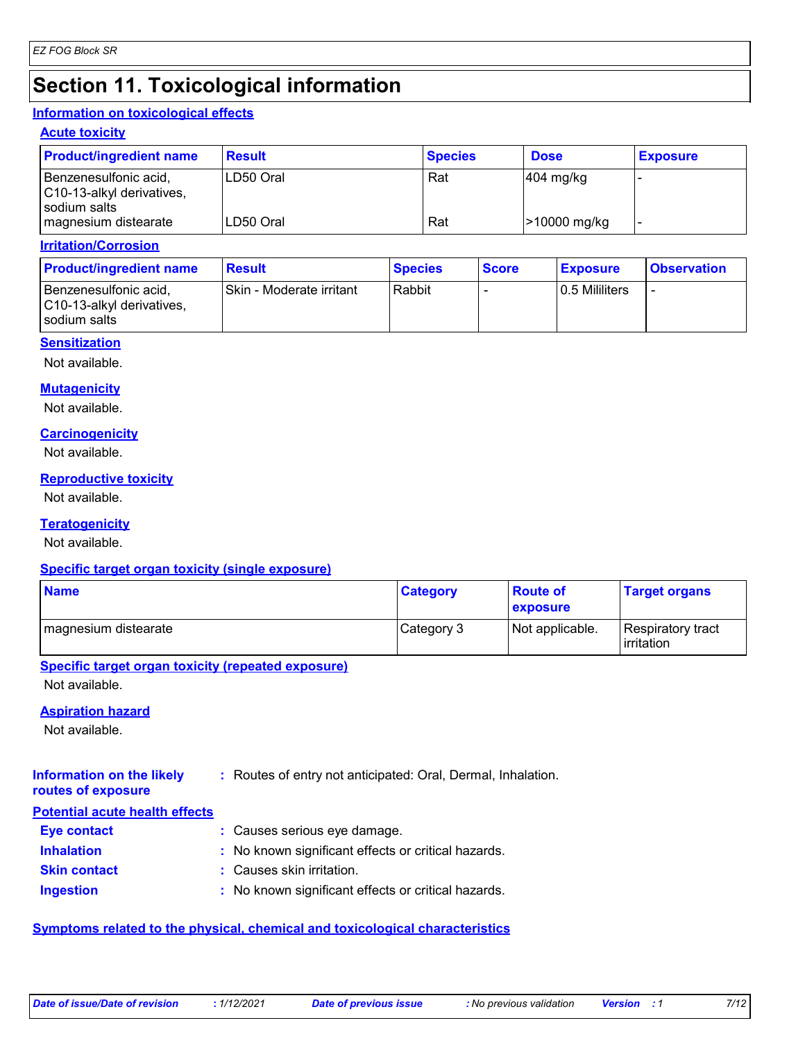# Section 11. Toxicological information

## Information on toxicological effects

### Acute toxicity

| Product/ingredient name | Result | Species | Dose | Exposure |
|---|---|---|---|---|
| Benzenesulfonic acid, C10-13-alkyl derivatives, sodium salts | LD50 Oral | Rat | 404 mg/kg | - |
| magnesium distearate | LD50 Oral | Rat | >10000 mg/kg | - |

### Irritation/Corrosion

| Product/ingredient name | Result | Species | Score | Exposure | Observation |
|---|---|---|---|---|---|
| Benzenesulfonic acid, C10-13-alkyl derivatives, sodium salts | Skin - Moderate irritant | Rabbit | - | 0.5 Mililiters | - |

### Sensitization

Not available.

### Mutagenicity

Not available.

### Carcinogenicity

Not available.

### Reproductive toxicity

Not available.

### Teratogenicity

Not available.

### Specific target organ toxicity (single exposure)

| Name | Category | Route of exposure | Target organs |
|---|---|---|---|
| magnesium distearate | Category 3 | Not applicable. | Respiratory tract irritation |

### Specific target organ toxicity (repeated exposure)

Not available.

### Aspiration hazard

Not available.

**Information on the likely routes of exposure** : Routes of entry not anticipated: Oral, Dermal, Inhalation.

### Potential acute health effects

**Eye contact** : Causes serious eye damage.

**Inhalation** : No known significant effects or critical hazards.

**Skin contact** : Causes skin irritation.

**Ingestion** : No known significant effects or critical hazards.

## Symptoms related to the physical, chemical and toxicological characteristics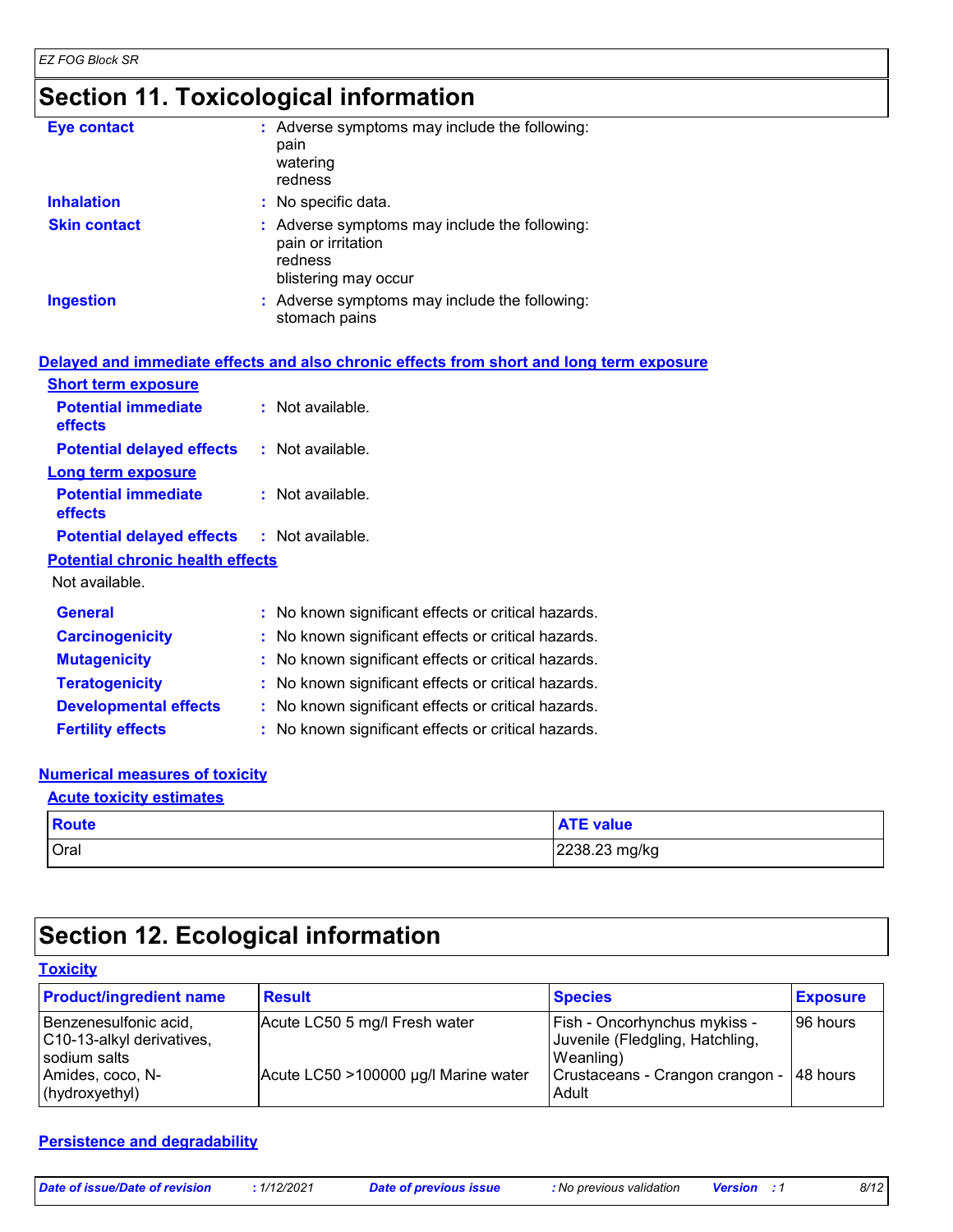# Section 11. Toxicological information

**Eye contact** : Adverse symptoms may include the following:
pain
watering
redness

**Inhalation** : No specific data.

**Skin contact** : Adverse symptoms may include the following:
pain or irritation
redness
blistering may occur

**Ingestion** : Adverse symptoms may include the following:
stomach pains

### Delayed and immediate effects and also chronic effects from short and long term exposure

**Short term exposure**

**Potential immediate effects** : Not available.

**Potential delayed effects** : Not available.

**Long term exposure**

**Potential immediate effects** : Not available.

**Potential delayed effects** : Not available.

**Potential chronic health effects**

Not available.

**General** : No known significant effects or critical hazards.

**Carcinogenicity** : No known significant effects or critical hazards.

**Mutagenicity** : No known significant effects or critical hazards.

**Teratogenicity** : No known significant effects or critical hazards.

**Developmental effects** : No known significant effects or critical hazards.

**Fertility effects** : No known significant effects or critical hazards.

### Numerical measures of toxicity

**Acute toxicity estimates**

| Route | ATE value |
|---|---|
| Oral | 2238.23 mg/kg |

# Section 12. Ecological information

### Toxicity

| Product/ingredient name | Result | Species | Exposure |
|---|---|---|---|
| Benzenesulfonic acid, C10-13-alkyl derivatives, sodium salts | Acute LC50 5 mg/l Fresh water | Fish - Oncorhynchus mykiss - Juvenile (Fledgling, Hatchling, Weanling) | 96 hours |
| Amides, coco, N-(hydroxyethyl) | Acute LC50 >100000 µg/l Marine water | Crustaceans - Crangon crangon - Adult | 48 hours |

### Persistence and degradability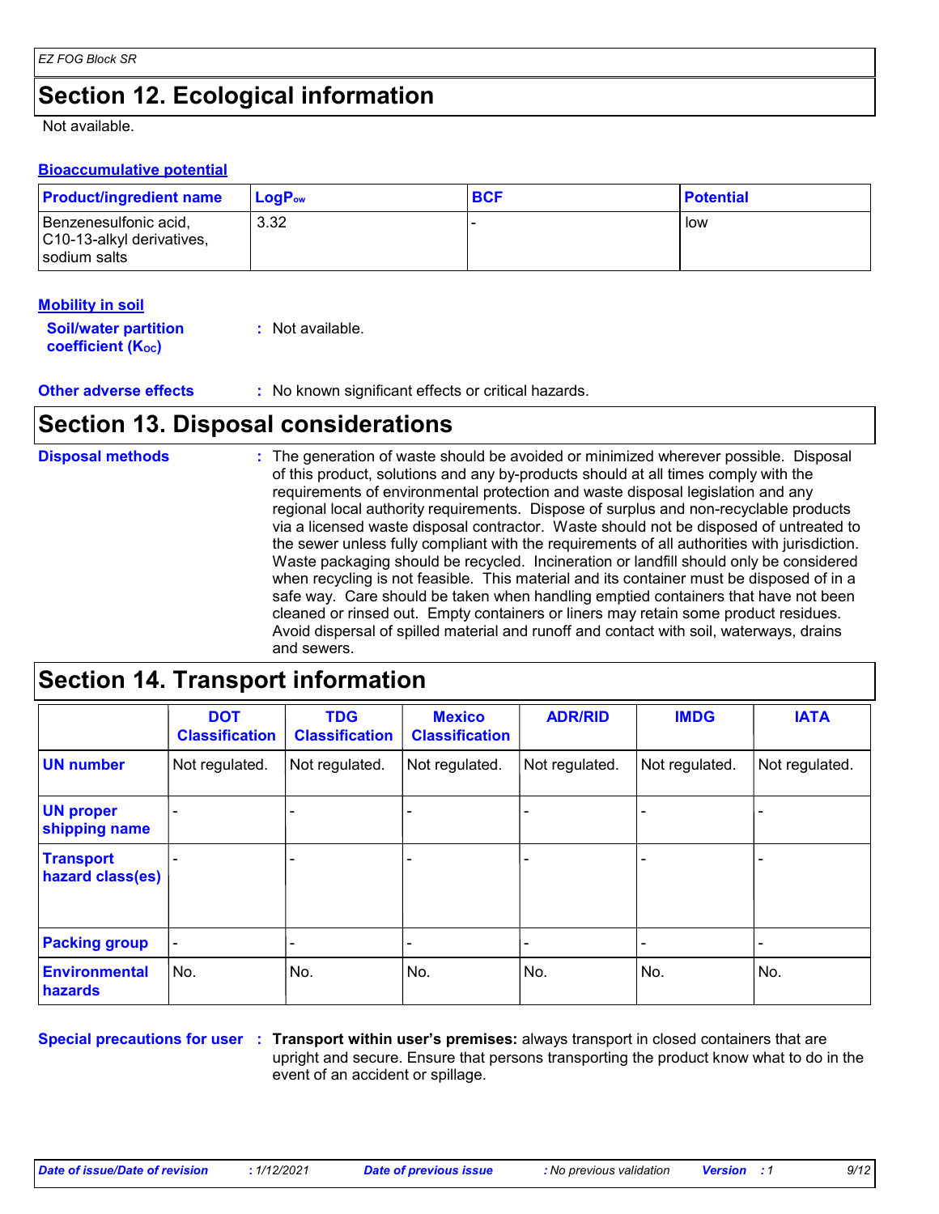# Section 12. Ecological information

Not available.

### Bioaccumulative potential

| Product/ingredient name | $LogP_{ow}$ | BCF | Potential |
|---|---|---|---|
| Benzenesulfonic acid, C10-13-alkyl derivatives, sodium salts | 3.32 | - | low |

### Mobility in soil

**Soil/water partition coefficient ($K_{OC}$)** : Not available.

**Other adverse effects** : No known significant effects or critical hazards.

# Section 13. Disposal considerations

**Disposal methods** : The generation of waste should be avoided or minimized wherever possible. Disposal of this product, solutions and any by-products should at all times comply with the requirements of environmental protection and waste disposal legislation and any regional local authority requirements. Dispose of surplus and non-recyclable products via a licensed waste disposal contractor. Waste should not be disposed of untreated to the sewer unless fully compliant with the requirements of all authorities with jurisdiction. Waste packaging should be recycled. Incineration or landfill should only be considered when recycling is not feasible. This material and its container must be disposed of in a safe way. Care should be taken when handling emptied containers that have not been cleaned or rinsed out. Empty containers or liners may retain some product residues. Avoid dispersal of spilled material and runoff and contact with soil, waterways, drains and sewers.

# Section 14. Transport information

| | DOT Classification | TDG Classification | Mexico Classification | ADR/RID | IMDG | IATA |
|---|---|---|---|---|---|---|
| **UN number** | Not regulated. | Not regulated. | Not regulated. | Not regulated. | Not regulated. | Not regulated. |
| **UN proper shipping name** | - | - | - | - | - | - |
| **Transport hazard class(es)** | - | - | - | - | - | - |
| **Packing group** | - | - | - | - | - | - |
| **Environmental hazards** | No. | No. | No. | No. | No. | No. |

**Special precautions for user** : **Transport within user's premises:** always transport in closed containers that are upright and secure. Ensure that persons transporting the product know what to do in the event of an accident or spillage.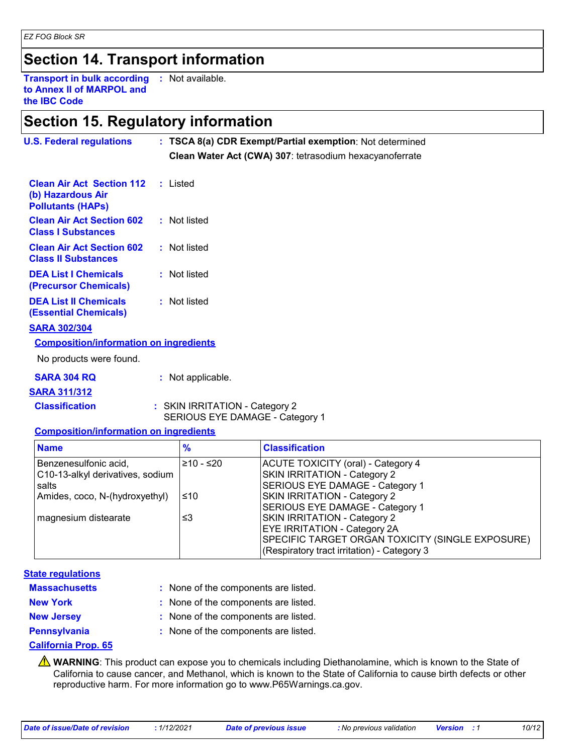## Section 14. Transport information

**Transport in bulk according to Annex II of MARPOL and the IBC Code** : Not available.

## Section 15. Regulatory information

**U.S. Federal regulations** : **TSCA 8(a) CDR Exempt/Partial exemption**: Not determined

**Clean Water Act (CWA) 307**: tetrasodium hexacyanoferrate

**Clean Air Act Section 112 (b) Hazardous Air Pollutants (HAPs)** : Listed

**Clean Air Act Section 602 Class I Substances** : Not listed

**Clean Air Act Section 602 Class II Substances** : Not listed

**DEA List I Chemicals (Precursor Chemicals)** : Not listed

**DEA List II Chemicals (Essential Chemicals)** : Not listed

**SARA 302/304**

**Composition/information on ingredients**

No products were found.

**SARA 304 RQ** : Not applicable.

**SARA 311/312**

**Classification** : SKIN IRRITATION - Category 2
SERIOUS EYE DAMAGE - Category 1

**Composition/information on ingredients**

| Name | % | Classification |
|---|---|---|
| Benzenesulfonic acid, C10-13-alkyl derivatives, sodium salts | ≥10 - ≤20 | ACUTE TOXICITY (oral) - Category 4<br>SKIN IRRITATION - Category 2<br>SERIOUS EYE DAMAGE - Category 1 |
| Amides, coco, N-(hydroxyethyl) | ≤10 | SKIN IRRITATION - Category 2<br>SERIOUS EYE DAMAGE - Category 1 |
| magnesium distearate | ≤3 | SKIN IRRITATION - Category 2<br>EYE IRRITATION - Category 2A<br>SPECIFIC TARGET ORGAN TOXICITY (SINGLE EXPOSURE) (Respiratory tract irritation) - Category 3 |

**State regulations**

**Massachusetts** : None of the components are listed.

**New York** : None of the components are listed.

**New Jersey** : None of the components are listed.

**Pennsylvania** : None of the components are listed.

**California Prop. 65**

⚠ **WARNING**: This product can expose you to chemicals including Diethanolamine, which is known to the State of California to cause cancer, and Methanol, which is known to the State of California to cause birth defects or other reproductive harm. For more information go to www.P65Warnings.ca.gov.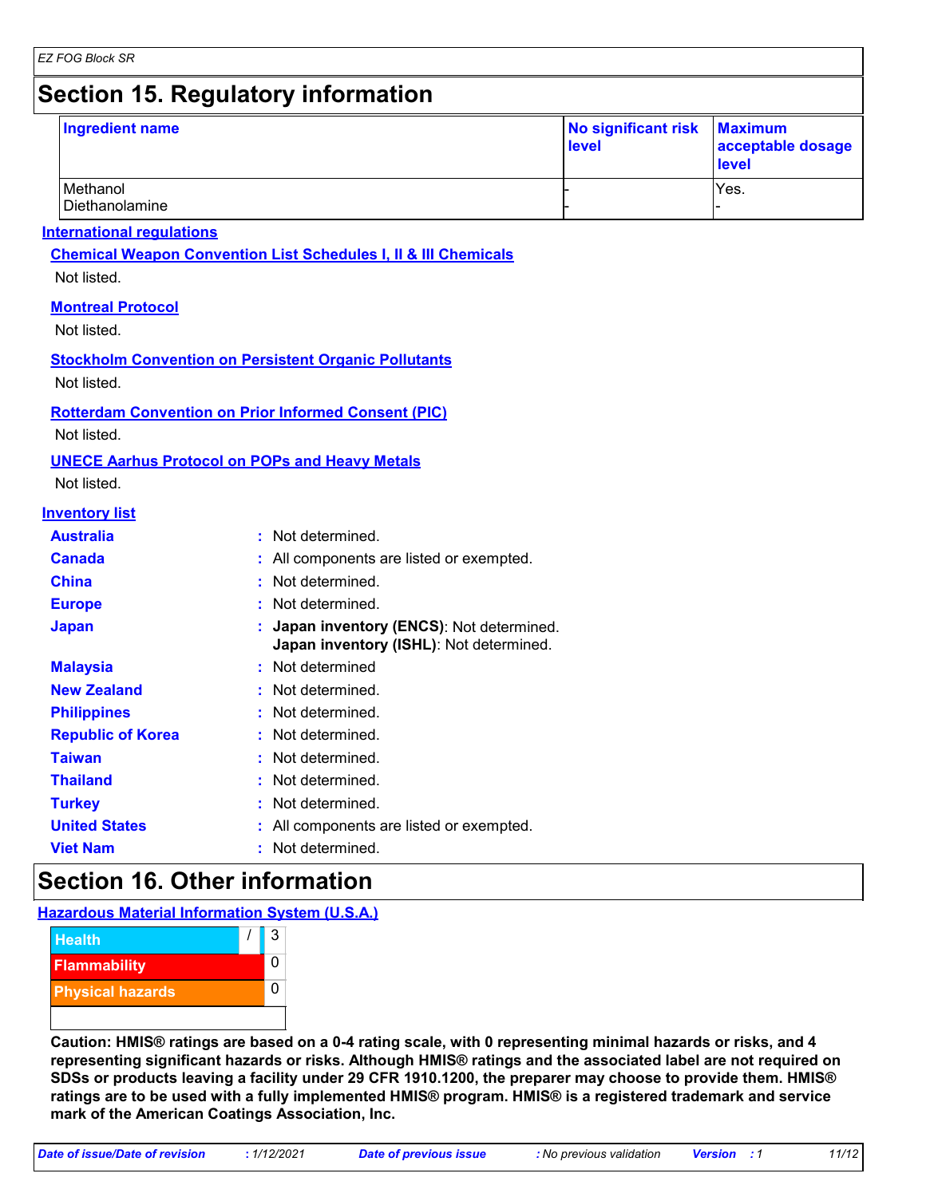# Section 15. Regulatory information

| Ingredient name | No significant risk level | Maximum acceptable dosage level |
|---|---|---|
| Methanol | - | Yes. |
| Diethanolamine | - | - |

**International regulations**

**Chemical Weapon Convention List Schedules I, II & III Chemicals**

Not listed.

**Montreal Protocol**

Not listed.

**Stockholm Convention on Persistent Organic Pollutants**

Not listed.

**Rotterdam Convention on Prior Informed Consent (PIC)**

Not listed.

**UNECE Aarhus Protocol on POPs and Heavy Metals**

Not listed.

**Inventory list**

**Australia** : Not determined.

**Canada** : All components are listed or exempted.

**China** : Not determined.

**Europe** : Not determined.

**Japan** : **Japan inventory (ENCS)**: Not determined.
**Japan inventory (ISHL)**: Not determined.

**Malaysia** : Not determined

**New Zealand** : Not determined.

**Philippines** : Not determined.

**Republic of Korea** : Not determined.

**Taiwan** : Not determined.

**Thailand** : Not determined.

**Turkey** : Not determined.

**United States** : All components are listed or exempted.

**Viet Nam** : Not determined.

# Section 16. Other information

**Hazardous Material Information System (U.S.A.)**

| | | |
|---|---|---|
| Health | / | 3 |
| Flammability | | 0 |
| Physical hazards | | 0 |

**Caution: HMIS® ratings are based on a 0-4 rating scale, with 0 representing minimal hazards or risks, and 4 representing significant hazards or risks. Although HMIS® ratings and the associated label are not required on SDSs or products leaving a facility under 29 CFR 1910.1200, the preparer may choose to provide them. HMIS® ratings are to be used with a fully implemented HMIS® program. HMIS® is a registered trademark and service mark of the American Coatings Association, Inc.**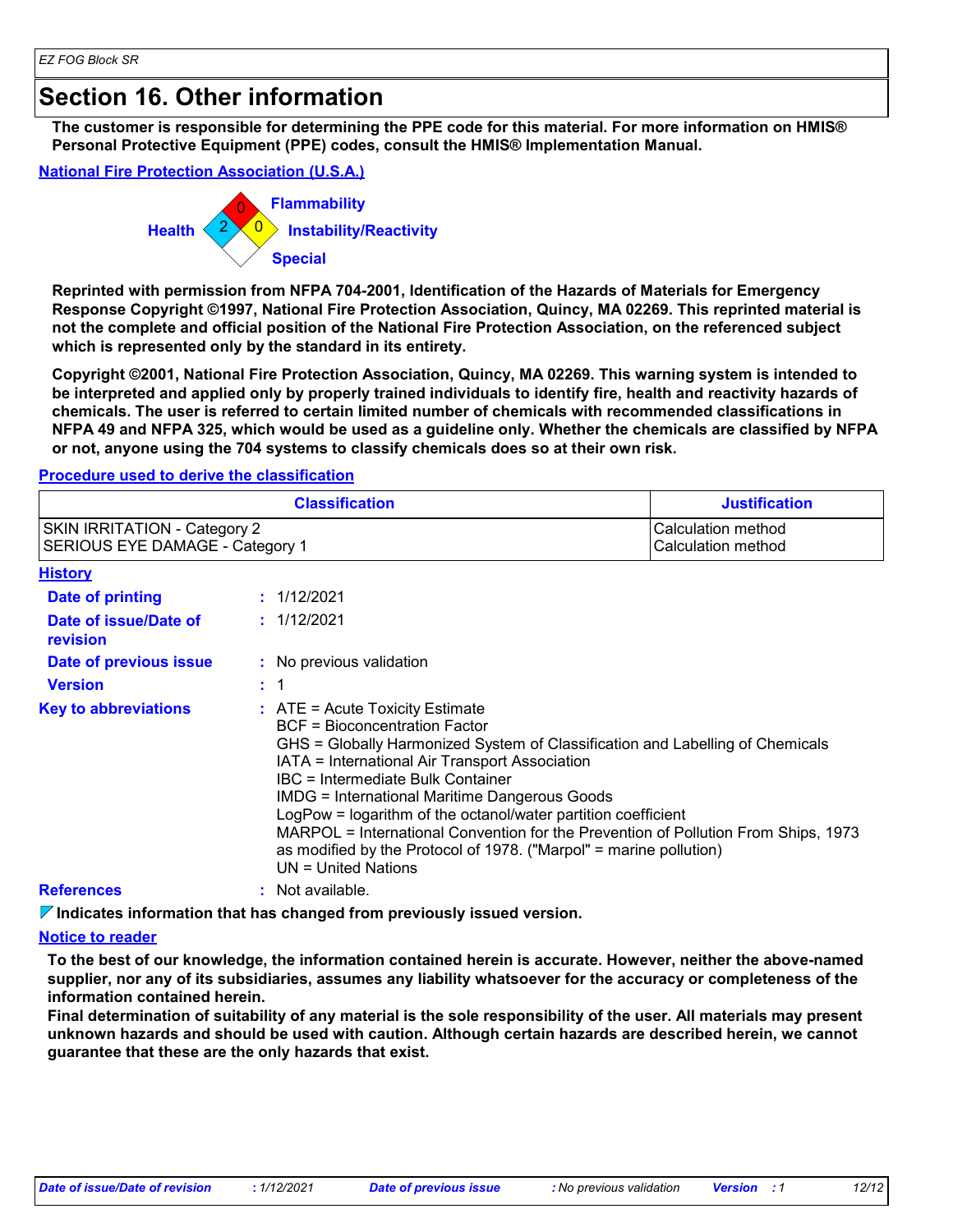# Section 16. Other information

**The customer is responsible for determining the PPE code for this material. For more information on HMIS® Personal Protective Equipment (PPE) codes, consult the HMIS® Implementation Manual.**

**National Fire Protection Association (U.S.A.)**

Flammability: 0
Health: 2
Instability/Reactivity: 0
Special

**Reprinted with permission from NFPA 704-2001, Identification of the Hazards of Materials for Emergency Response Copyright ©1997, National Fire Protection Association, Quincy, MA 02269. This reprinted material is not the complete and official position of the National Fire Protection Association, on the referenced subject which is represented only by the standard in its entirety.**

**Copyright ©2001, National Fire Protection Association, Quincy, MA 02269. This warning system is intended to be interpreted and applied only by properly trained individuals to identify fire, health and reactivity hazards of chemicals. The user is referred to certain limited number of chemicals with recommended classifications in NFPA 49 and NFPA 325, which would be used as a guideline only. Whether the chemicals are classified by NFPA or not, anyone using the 704 systems to classify chemicals does so at their own risk.**

**Procedure used to derive the classification**

| Classification | Justification |
|---|---|
| SKIN IRRITATION - Category 2 | Calculation method |
| SERIOUS EYE DAMAGE - Category 1 | Calculation method |

**History**

| | |
|---|---|
| **Date of printing** | : 1/12/2021 |
| **Date of issue/Date of revision** | : 1/12/2021 |
| **Date of previous issue** | : No previous validation |
| **Version** | : 1 |
| **Key to abbreviations** | : ATE = Acute Toxicity Estimate<br>BCF = Bioconcentration Factor<br>GHS = Globally Harmonized System of Classification and Labelling of Chemicals<br>IATA = International Air Transport Association<br>IBC = Intermediate Bulk Container<br>IMDG = International Maritime Dangerous Goods<br>LogPow = logarithm of the octanol/water partition coefficient<br>MARPOL = International Convention for the Prevention of Pollution From Ships, 1973 as modified by the Protocol of 1978. ("Marpol" = marine pollution)<br>UN = United Nations |
| **References** | : Not available. |

**Indicates information that has changed from previously issued version.**

**Notice to reader**

**To the best of our knowledge, the information contained herein is accurate. However, neither the above-named supplier, nor any of its subsidiaries, assumes any liability whatsoever for the accuracy or completeness of the information contained herein.**

**Final determination of suitability of any material is the sole responsibility of the user. All materials may present unknown hazards and should be used with caution. Although certain hazards are described herein, we cannot guarantee that these are the only hazards that exist.**